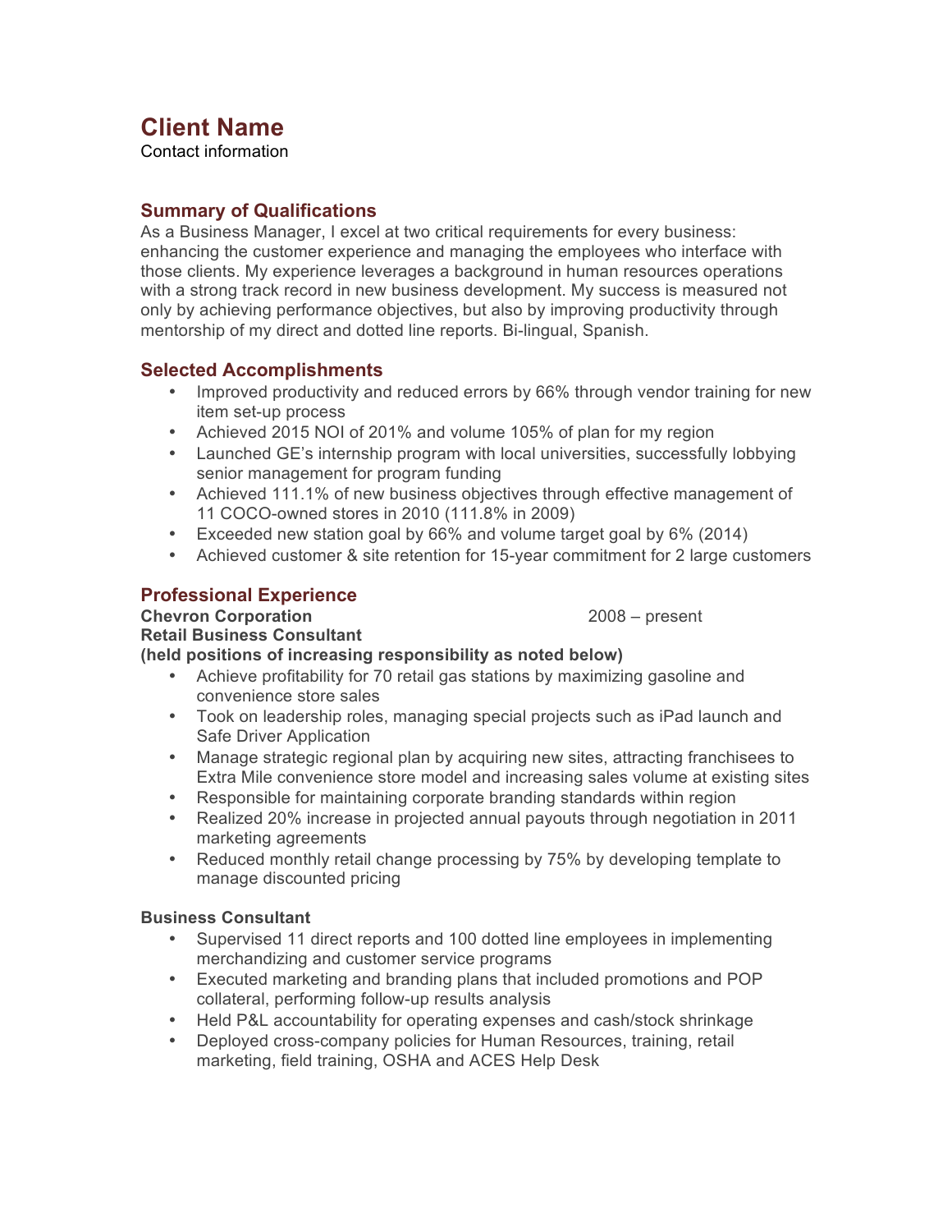# Client Name

Contact information

## Summary of Qualifications

As a Business Manager, I excel at two critical requirements for every business: enhancing the customer experience and managing the employees who interface with those clients. My experience leverages a background in human resources operations with a strong track record in new business development. My success is measured not only by achieving performance objectives, but also by improving productivity through mentorship of my direct and dotted line reports. Bi-lingual, Spanish.

## Selected Accomplishments

- Improved productivity and reduced errors by 66% through vendor training for new item set-up process
- Achieved 2015 NOI of 201% and volume 105% of plan for my region
- Launched GE's internship program with local universities, successfully lobbying senior management for program funding
- Achieved 111.1% of new business objectives through effective management of 11 COCO-owned stores in 2010 (111.8% in 2009)
- Exceeded new station goal by 66% and volume target goal by 6% (2014)
- Achieved customer & site retention for 15-year commitment for 2 large customers

## Professional Experience

**Chevron Corporation** 2008 – present

**Retail Business Consultant**

**(held positions of increasing responsibility as noted below)**

- Achieve profitability for 70 retail gas stations by maximizing gasoline and convenience store sales
- Took on leadership roles, managing special projects such as iPad launch and Safe Driver Application
- Manage strategic regional plan by acquiring new sites, attracting franchisees to Extra Mile convenience store model and increasing sales volume at existing sites
- Responsible for maintaining corporate branding standards within region
- Realized 20% increase in projected annual payouts through negotiation in 2011 marketing agreements
- Reduced monthly retail change processing by 75% by developing template to manage discounted pricing

**Business Consultant**

- Supervised 11 direct reports and 100 dotted line employees in implementing merchandizing and customer service programs
- Executed marketing and branding plans that included promotions and POP collateral, performing follow-up results analysis
- Held P&L accountability for operating expenses and cash/stock shrinkage
- Deployed cross-company policies for Human Resources, training, retail marketing, field training, OSHA and ACES Help Desk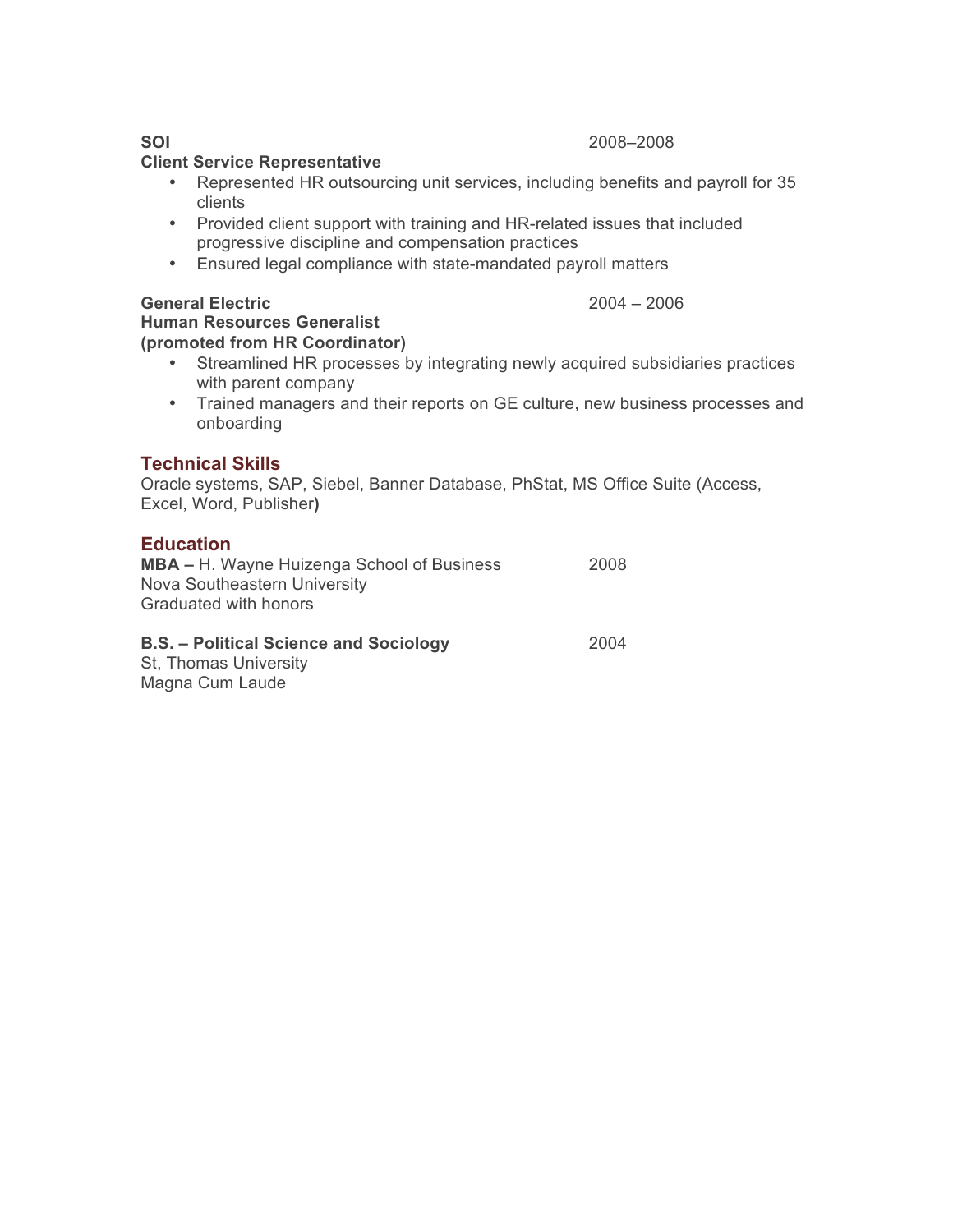**SOI** 2008–2008

**Client Service Representative**

- Represented HR outsourcing unit services, including benefits and payroll for 35 clients
- Provided client support with training and HR-related issues that included progressive discipline and compensation practices
- Ensured legal compliance with state-mandated payroll matters

**General Electric** 2004 – 2006

**Human Resources Generalist**
**(promoted from HR Coordinator)**

- Streamlined HR processes by integrating newly acquired subsidiaries practices with parent company
- Trained managers and their reports on GE culture, new business processes and onboarding

## Technical Skills

Oracle systems, SAP, Siebel, Banner Database, PhStat, MS Office Suite (Access, Excel, Word, Publisher**)**

## Education

**MBA –** H. Wayne Huizenga School of Business 2008
Nova Southeastern University
Graduated with honors

**B.S. – Political Science and Sociology** 2004
St, Thomas University
Magna Cum Laude